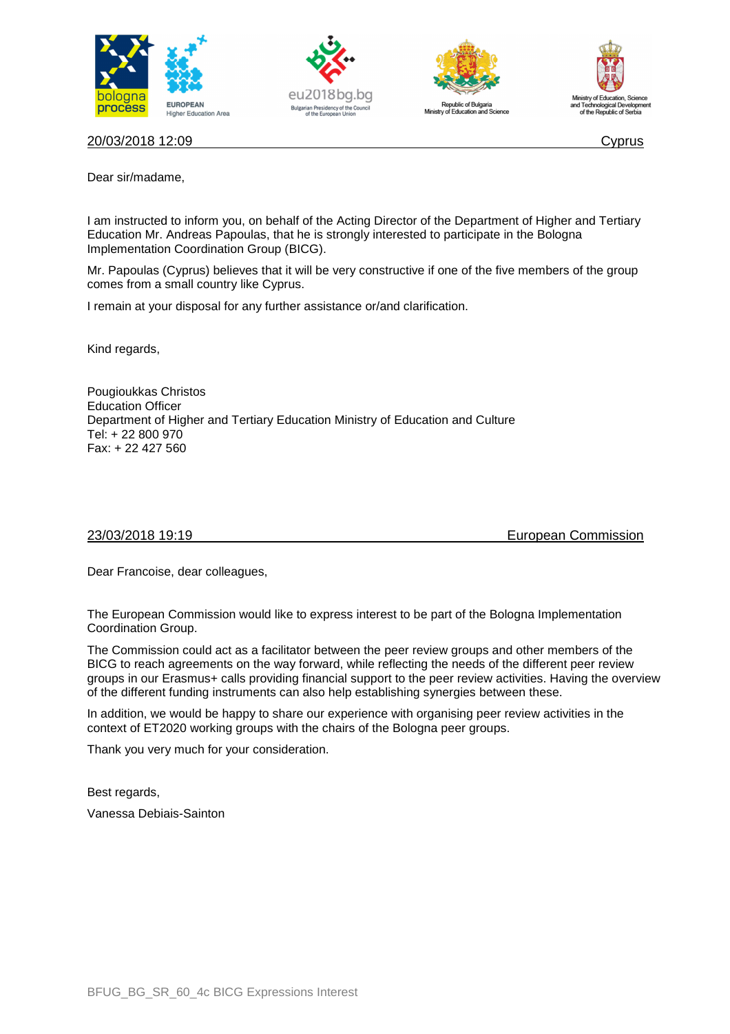20/03/2018 12:09 Cyprus

Dear sir/madame,

I am instructed to inform you, on behalf of the Acting Director of the Department of Higher and Tertiary Education Mr. Andreas Papoulas, that he is strongly interested to participate in the Bologna Implementation Coordination Group (BICG).

Mr. Papoulas (Cyprus) believes that it will be very constructive if one of the five members of the group comes from a small country like Cyprus.

I remain at your disposal for any further assistance or/and clarification.

Kind regards,

Pougioukkas Christos
Education Officer
Department of Higher and Tertiary Education Ministry of Education and Culture
Tel: + 22 800 970
Fax: + 22 427 560

23/03/2018 19:19 European Commission

Dear Francoise, dear colleagues,

The European Commission would like to express interest to be part of the Bologna Implementation Coordination Group.

The Commission could act as a facilitator between the peer review groups and other members of the BICG to reach agreements on the way forward, while reflecting the needs of the different peer review groups in our Erasmus+ calls providing financial support to the peer review activities. Having the overview of the different funding instruments can also help establishing synergies between these.

In addition, we would be happy to share our experience with organising peer review activities in the context of ET2020 working groups with the chairs of the Bologna peer groups.

Thank you very much for your consideration.

Best regards,

Vanessa Debiais-Sainton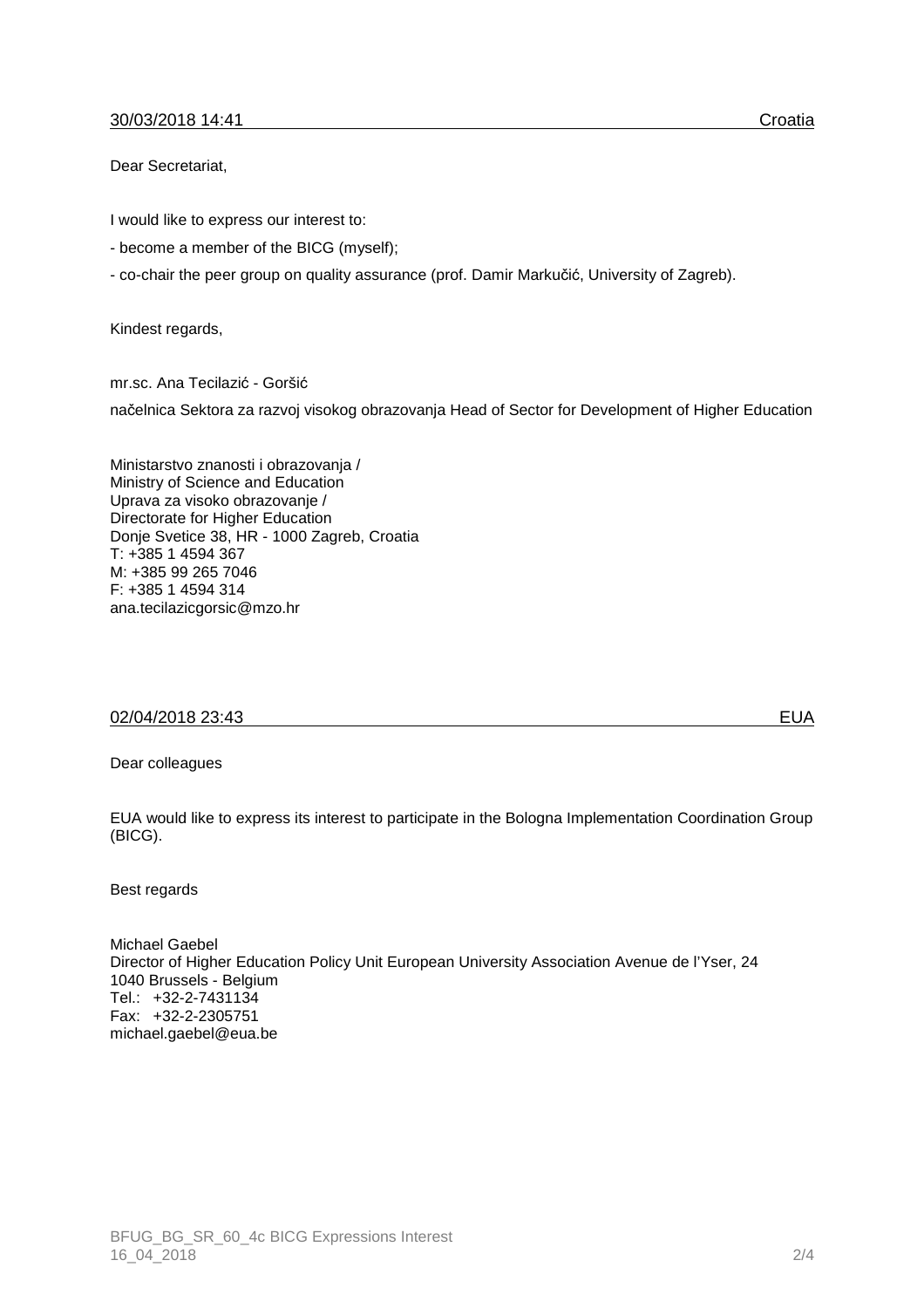30/03/2018 14:41 Croatia

Dear Secretariat,

I would like to express our interest to:

- become a member of the BICG (myself);
- co-chair the peer group on quality assurance (prof. Damir Markučić, University of Zagreb).

Kindest regards,

mr.sc. Ana Tecilazić - Goršić

načelnica Sektora za razvoj visokog obrazovanja Head of Sector for Development of Higher Education

Ministarstvo znanosti i obrazovanja /
Ministry of Science and Education
Uprava za visoko obrazovanje /
Directorate for Higher Education
Donje Svetice 38, HR - 1000 Zagreb, Croatia
T: +385 1 4594 367
M: +385 99 265 7046
F: +385 1 4594 314
ana.tecilazicgorsic@mzo.hr

02/04/2018 23:43 EUA

Dear colleagues

EUA would like to express its interest to participate in the Bologna Implementation Coordination Group (BICG).

Best regards

Michael Gaebel
Director of Higher Education Policy Unit European University Association Avenue de l'Yser, 24
1040 Brussels - Belgium
Tel.: +32-2-7431134
Fax: +32-2-2305751
michael.gaebel@eua.be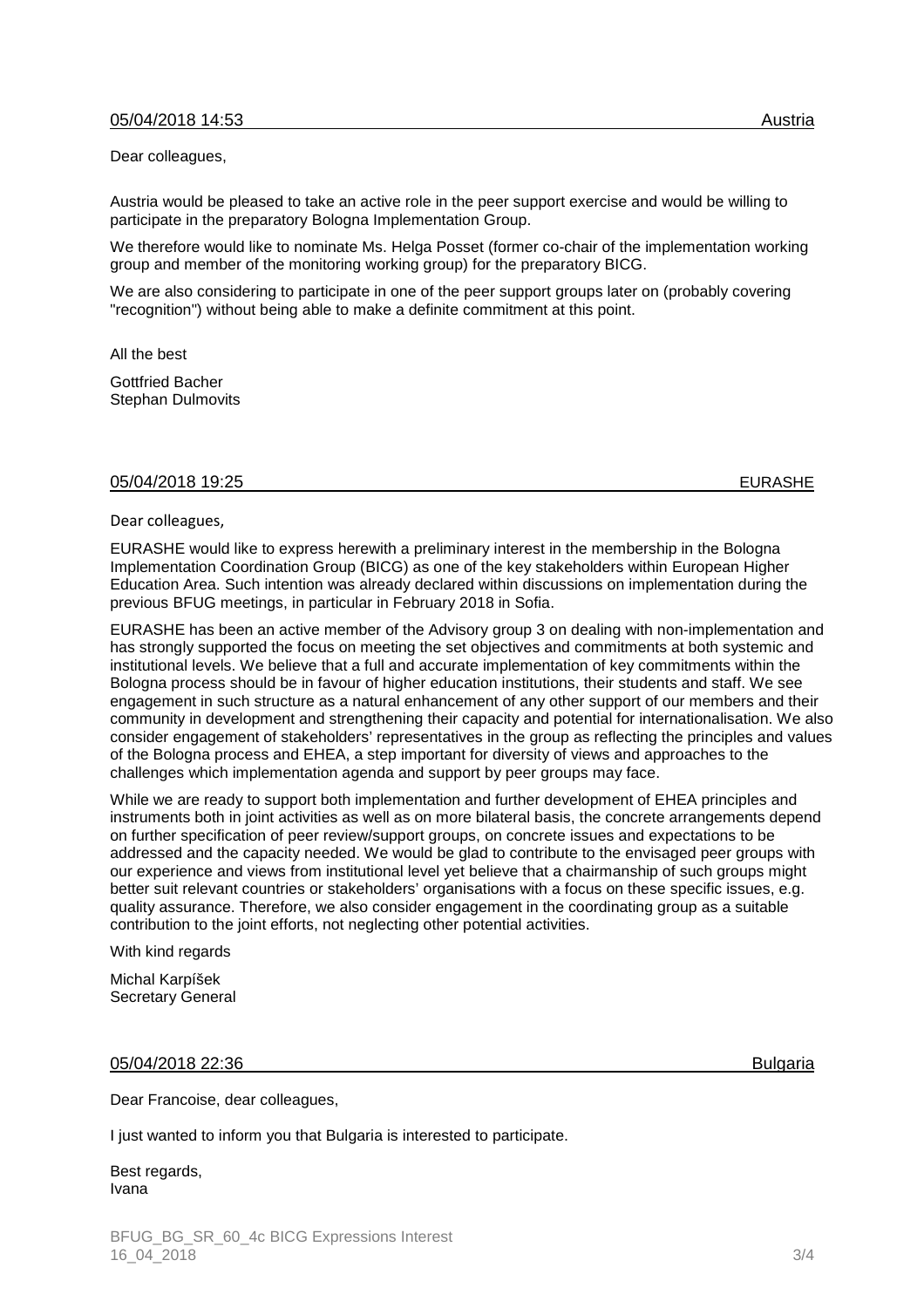05/04/2018 14:53 Austria

Dear colleagues,

Austria would be pleased to take an active role in the peer support exercise and would be willing to participate in the preparatory Bologna Implementation Group.

We therefore would like to nominate Ms. Helga Posset (former co-chair of the implementation working group and member of the monitoring working group) for the preparatory BICG.

We are also considering to participate in one of the peer support groups later on (probably covering "recognition") without being able to make a definite commitment at this point.

All the best

Gottfried Bacher
Stephan Dulmovits

05/04/2018 19:25 EURASHE

Dear colleagues,

EURASHE would like to express herewith a preliminary interest in the membership in the Bologna Implementation Coordination Group (BICG) as one of the key stakeholders within European Higher Education Area. Such intention was already declared within discussions on implementation during the previous BFUG meetings, in particular in February 2018 in Sofia.

EURASHE has been an active member of the Advisory group 3 on dealing with non-implementation and has strongly supported the focus on meeting the set objectives and commitments at both systemic and institutional levels. We believe that a full and accurate implementation of key commitments within the Bologna process should be in favour of higher education institutions, their students and staff. We see engagement in such structure as a natural enhancement of any other support of our members and their community in development and strengthening their capacity and potential for internationalisation. We also consider engagement of stakeholders' representatives in the group as reflecting the principles and values of the Bologna process and EHEA, a step important for diversity of views and approaches to the challenges which implementation agenda and support by peer groups may face.

While we are ready to support both implementation and further development of EHEA principles and instruments both in joint activities as well as on more bilateral basis, the concrete arrangements depend on further specification of peer review/support groups, on concrete issues and expectations to be addressed and the capacity needed. We would be glad to contribute to the envisaged peer groups with our experience and views from institutional level yet believe that a chairmanship of such groups might better suit relevant countries or stakeholders' organisations with a focus on these specific issues, e.g. quality assurance. Therefore, we also consider engagement in the coordinating group as a suitable contribution to the joint efforts, not neglecting other potential activities.

With kind regards

Michal Karpíšek
Secretary General

05/04/2018 22:36 Bulgaria

Dear Francoise, dear colleagues,

I just wanted to inform you that Bulgaria is interested to participate.

Best regards,
Ivana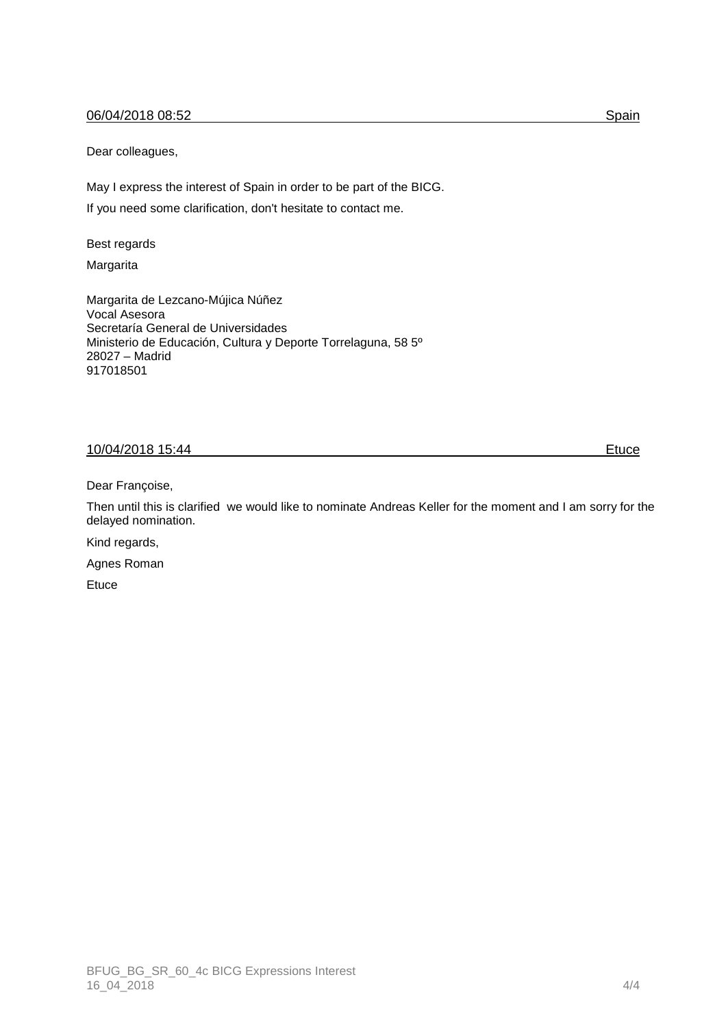06/04/2018 08:52 Spain

Dear colleagues,

May I express the interest of Spain in order to be part of the BICG.

If you need some clarification, don't hesitate to contact me.

Best regards

Margarita

Margarita de Lezcano-Mújica Núñez  
Vocal Asesora  
Secretaría General de Universidades  
Ministerio de Educación, Cultura y Deporte Torrelaguna, 58 5º  
28027 – Madrid  
917018501

10/04/2018 15:44 Etuce

Dear Françoise,

Then until this is clarified we would like to nominate Andreas Keller for the moment and I am sorry for the delayed nomination.

Kind regards,

Agnes Roman

Etuce